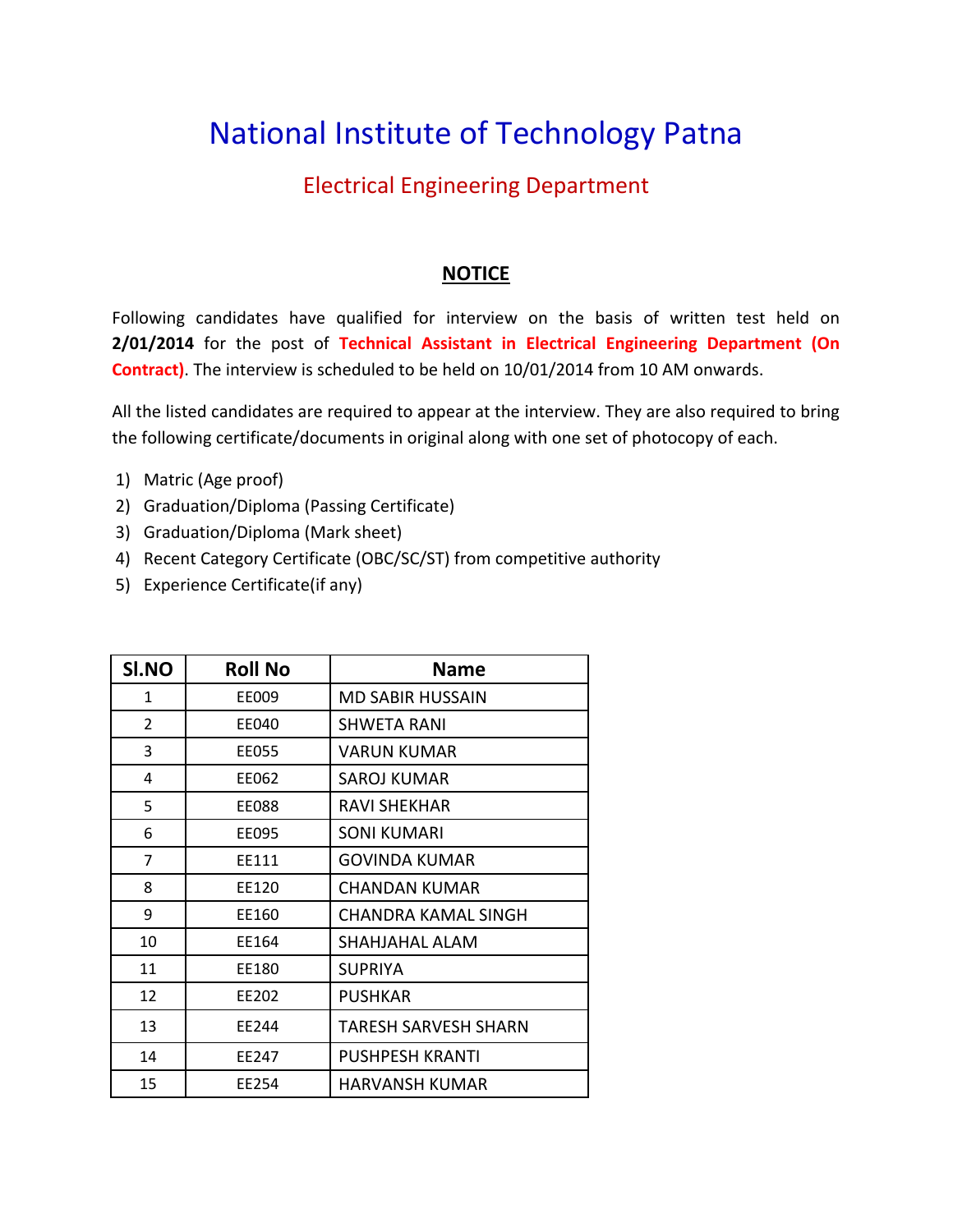# National Institute of Technology Patna

## Electrical Engineering Department

### NOTICE

Following candidates have qualified for interview on the basis of written test held on **2/01/2014** for the post of **Technical Assistant in Electrical Engineering Department (On Contract)**. The interview is scheduled to be held on 10/01/2014 from 10 AM onwards.

All the listed candidates are required to appear at the interview. They are also required to bring the following certificate/documents in original along with one set of photocopy of each.

1) Matric (Age proof)
2) Graduation/Diploma (Passing Certificate)
3) Graduation/Diploma (Mark sheet)
4) Recent Category Certificate (OBC/SC/ST) from competitive authority
5) Experience Certificate(if any)

| Sl.NO | Roll No | Name |
|---|---|---|
| 1 | EE009 | MD SABIR HUSSAIN |
| 2 | EE040 | SHWETA RANI |
| 3 | EE055 | VARUN KUMAR |
| 4 | EE062 | SAROJ KUMAR |
| 5 | EE088 | RAVI SHEKHAR |
| 6 | EE095 | SONI KUMARI |
| 7 | EE111 | GOVINDA KUMAR |
| 8 | EE120 | CHANDAN KUMAR |
| 9 | EE160 | CHANDRA KAMAL SINGH |
| 10 | EE164 | SHAHJAHAL ALAM |
| 11 | EE180 | SUPRIYA |
| 12 | EE202 | PUSHKAR |
| 13 | EE244 | TARESH SARVESH SHARN |
| 14 | EE247 | PUSHPESH KRANTI |
| 15 | EE254 | HARVANSH KUMAR |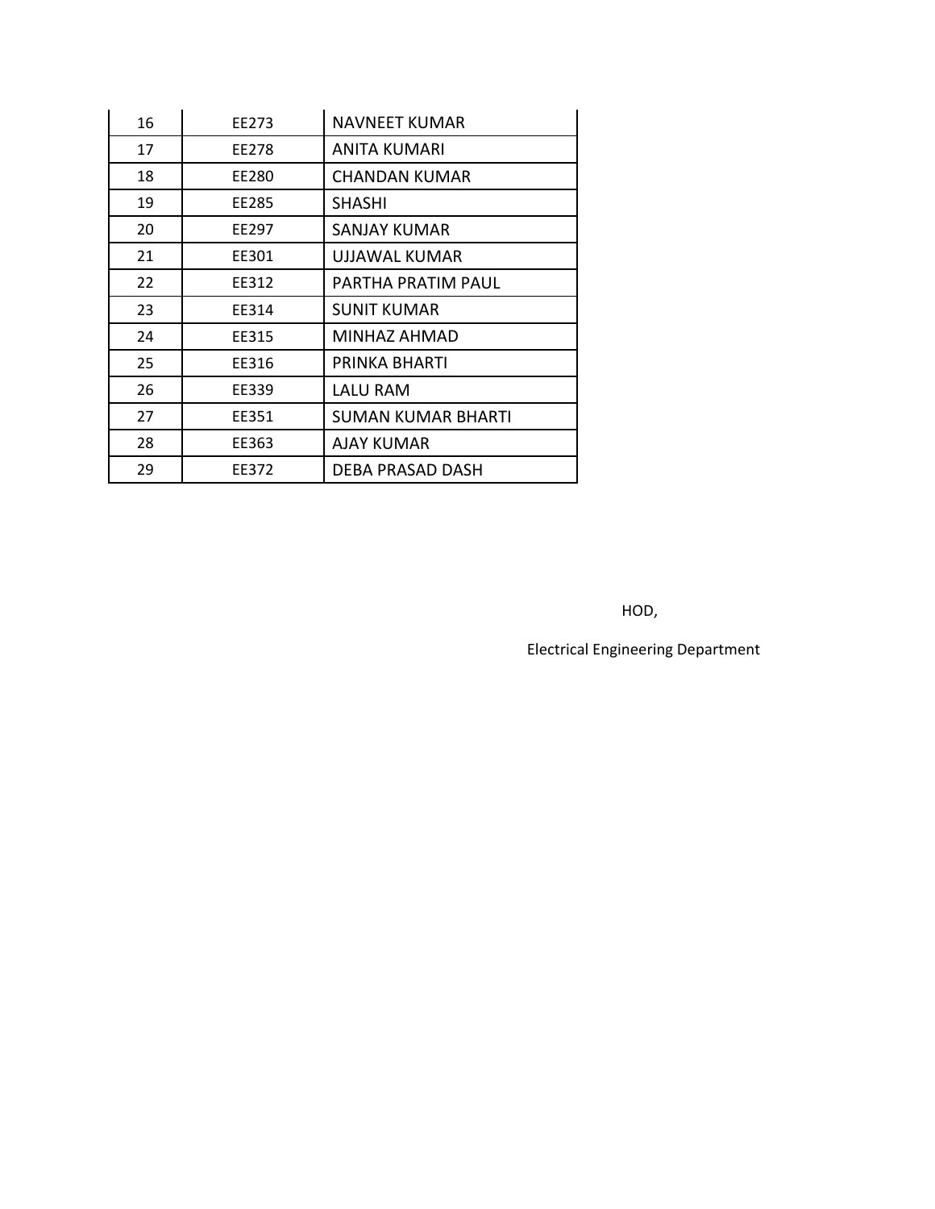| | | |
|---|---|---|
| 16 | EE273 | NAVNEET KUMAR |
| 17 | EE278 | ANITA KUMARI |
| 18 | EE280 | CHANDAN KUMAR |
| 19 | EE285 | SHASHI |
| 20 | EE297 | SANJAY KUMAR |
| 21 | EE301 | UJJAWAL KUMAR |
| 22 | EE312 | PARTHA PRATIM PAUL |
| 23 | EE314 | SUNIT KUMAR |
| 24 | EE315 | MINHAZ AHMAD |
| 25 | EE316 | PRINKA BHARTI |
| 26 | EE339 | LALU RAM |
| 27 | EE351 | SUMAN KUMAR BHARTI |
| 28 | EE363 | AJAY KUMAR |
| 29 | EE372 | DEBA PRASAD DASH |

HOD,

Electrical Engineering Department